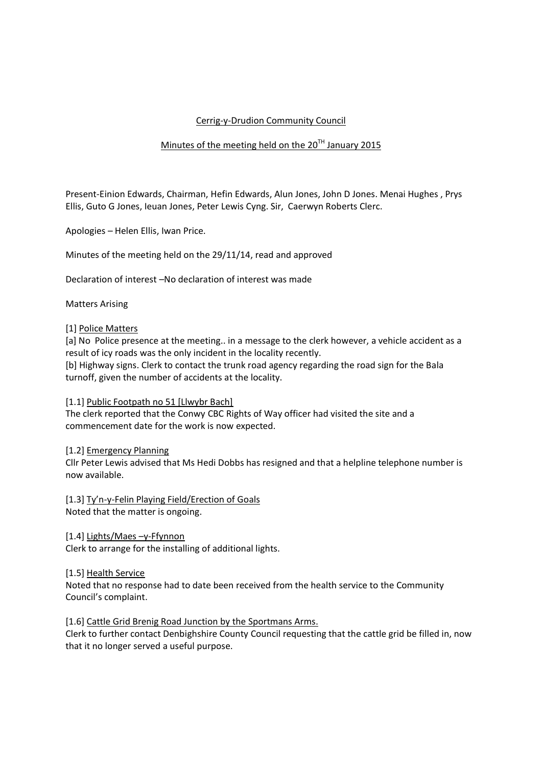Cerrig-y-Drudion Community Council

Minutes of the meeting held on the 20TH January 2015

Present-Einion Edwards, Chairman, Hefin Edwards, Alun Jones, John D Jones. Menai Hughes , Prys Ellis, Guto G Jones, Ieuan Jones, Peter Lewis Cyng. Sir, Caerwyn Roberts Clerc.

Apologies – Helen Ellis, Iwan Price.

Minutes of the meeting held on the 29/11/14, read and approved

Declaration of interest –No declaration of interest was made

Matters Arising

[1] Police Matters

[a] No Police presence at the meeting.. in a message to the clerk however, a vehicle accident as a result of icy roads was the only incident in the locality recently.

[b] Highway signs. Clerk to contact the trunk road agency regarding the road sign for the Bala turnoff, given the number of accidents at the locality.

[1.1] Public Footpath no 51 [Llwybr Bach]

The clerk reported that the Conwy CBC Rights of Way officer had visited the site and a commencement date for the work is now expected.

[1.2] Emergency Planning

Cllr Peter Lewis advised that Ms Hedi Dobbs has resigned and that a helpline telephone number is now available.

[1.3] Ty'n-y-Felin Playing Field/Erection of Goals

Noted that the matter is ongoing.

[1.4] Lights/Maes –y-Ffynnon

Clerk to arrange for the installing of additional lights.

[1.5] Health Service

Noted that no response had to date been received from the health service to the Community Council's complaint.

[1.6] Cattle Grid Brenig Road Junction by the Sportsmans Arms.

Clerk to further contact Denbighshire County Council requesting that the cattle grid be filled in, now that it no longer served a useful purpose.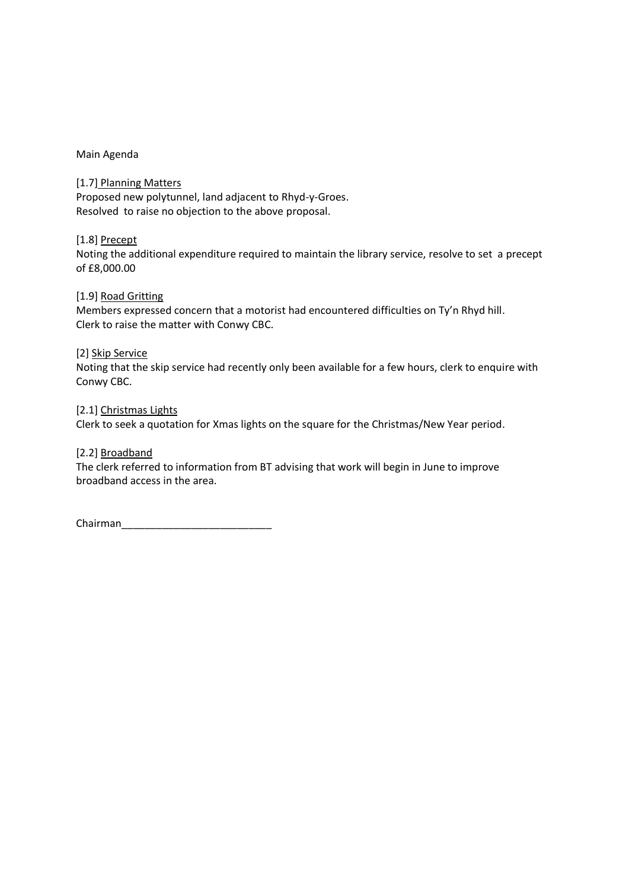Main Agenda

[1.7] Planning Matters
Proposed new polytunnel, land adjacent to Rhyd-y-Groes.
Resolved to raise no objection to the above proposal.

[1.8] Precept
Noting the additional expenditure required to maintain the library service, resolve to set a precept of £8,000.00

[1.9] Road Gritting
Members expressed concern that a motorist had encountered difficulties on Ty'n Rhyd hill.
Clerk to raise the matter with Conwy CBC.

[2] Skip Service
Noting that the skip service had recently only been available for a few hours, clerk to enquire with Conwy CBC.

[2.1] Christmas Lights
Clerk to seek a quotation for Xmas lights on the square for the Christmas/New Year period.

[2.2] Broadband
The clerk referred to information from BT advising that work will begin in June to improve broadband access in the area.

Chairman__________________________